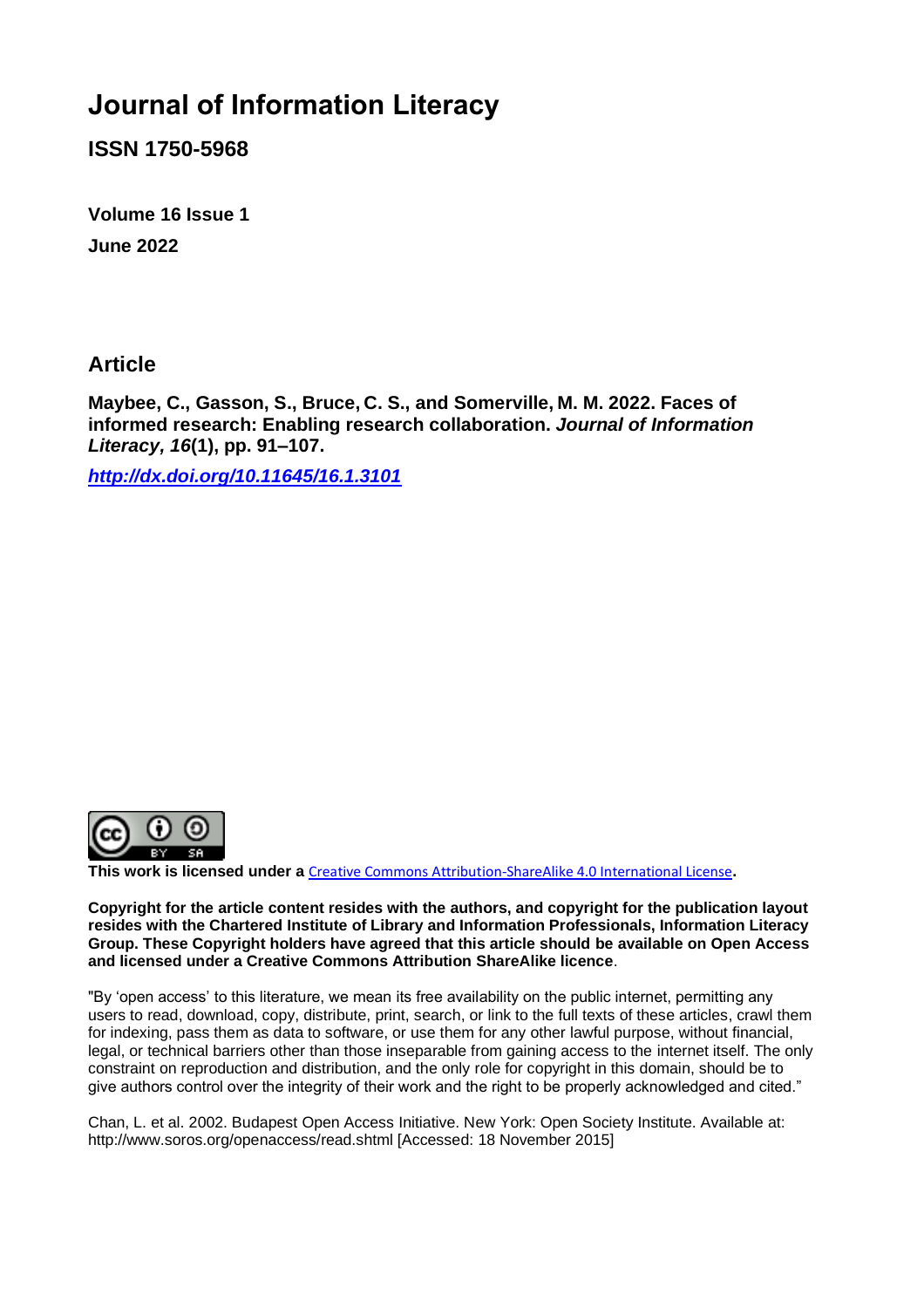# Journal of Information Literacy

**ISSN 1750-5968**

**Volume 16 Issue 1**

**June 2022**

## Article

**Maybee, C., Gasson, S., Bruce, C. S., and Somerville, M. M. 2022. Faces of informed research: Enabling research collaboration. *Journal of Information Literacy, 16*(1), pp. 91–107.**

***http://dx.doi.org/10.11645/16.1.3101***

**This work is licensed under a** Creative Commons Attribution-ShareAlike 4.0 International License**.**

**Copyright for the article content resides with the authors, and copyright for the publication layout resides with the Chartered Institute of Library and Information Professionals, Information Literacy Group. These Copyright holders have agreed that this article should be available on Open Access and licensed under a Creative Commons Attribution ShareAlike licence**.

"By 'open access' to this literature, we mean its free availability on the public internet, permitting any users to read, download, copy, distribute, print, search, or link to the full texts of these articles, crawl them for indexing, pass them as data to software, or use them for any other lawful purpose, without financial, legal, or technical barriers other than those inseparable from gaining access to the internet itself. The only constraint on reproduction and distribution, and the only role for copyright in this domain, should be to give authors control over the integrity of their work and the right to be properly acknowledged and cited."

Chan, L. et al. 2002. Budapest Open Access Initiative. New York: Open Society Institute. Available at: http://www.soros.org/openaccess/read.shtml [Accessed: 18 November 2015]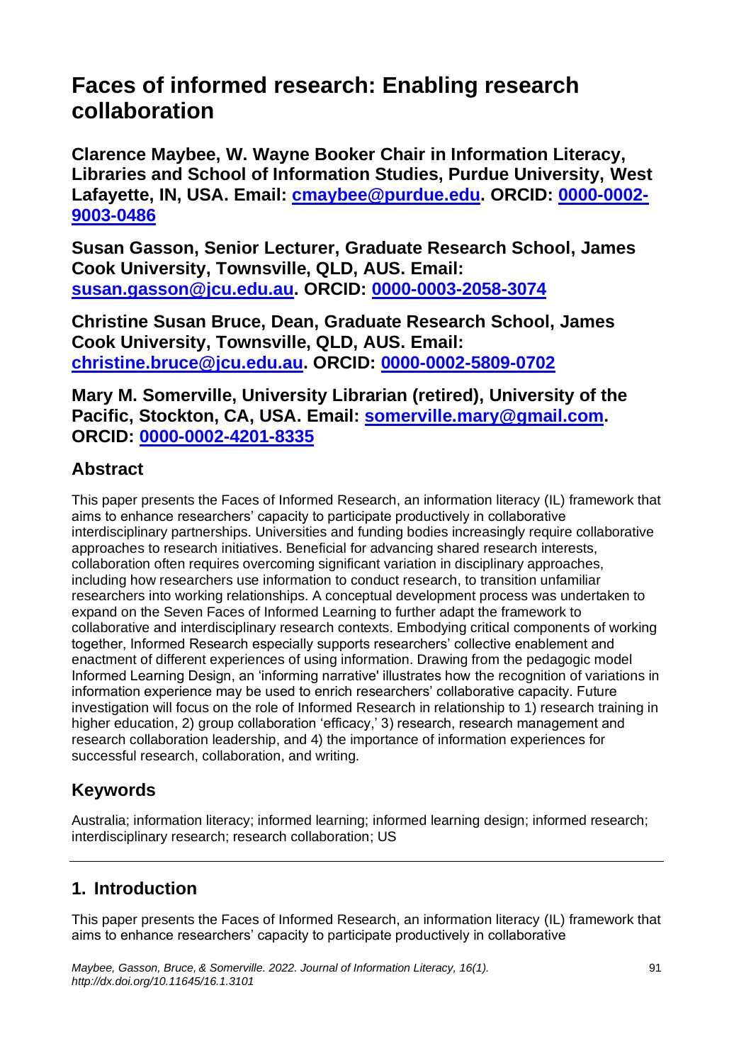# Faces of informed research: Enabling research collaboration

**Clarence Maybee, W. Wayne Booker Chair in Information Literacy, Libraries and School of Information Studies, Purdue University, West Lafayette, IN, USA. Email: [cmaybee@purdue.edu](mailto:cmaybee@purdue.edu). ORCID: [0000-0002-9003-0486](https://orcid.org/0000-0002-9003-0486)**

**Susan Gasson, Senior Lecturer, Graduate Research School, James Cook University, Townsville, QLD, AUS. Email: [susan.gasson@jcu.edu.au](mailto:susan.gasson@jcu.edu.au). ORCID: [0000-0003-2058-3074](https://orcid.org/0000-0003-2058-3074)**

**Christine Susan Bruce, Dean, Graduate Research School, James Cook University, Townsville, QLD, AUS. Email: [christine.bruce@jcu.edu.au](mailto:christine.bruce@jcu.edu.au). ORCID: [0000-0002-5809-0702](https://orcid.org/0000-0002-5809-0702)**

**Mary M. Somerville, University Librarian (retired), University of the Pacific, Stockton, CA, USA. Email: [somerville.mary@gmail.com](mailto:somerville.mary@gmail.com). ORCID: [0000-0002-4201-8335](https://orcid.org/0000-0002-4201-8335)**

## Abstract

This paper presents the Faces of Informed Research, an information literacy (IL) framework that aims to enhance researchers' capacity to participate productively in collaborative interdisciplinary partnerships. Universities and funding bodies increasingly require collaborative approaches to research initiatives. Beneficial for advancing shared research interests, collaboration often requires overcoming significant variation in disciplinary approaches, including how researchers use information to conduct research, to transition unfamiliar researchers into working relationships. A conceptual development process was undertaken to expand on the Seven Faces of Informed Learning to further adapt the framework to collaborative and interdisciplinary research contexts. Embodying critical components of working together, Informed Research especially supports researchers' collective enablement and enactment of different experiences of using information. Drawing from the pedagogic model Informed Learning Design, an 'informing narrative' illustrates how the recognition of variations in information experience may be used to enrich researchers' collaborative capacity. Future investigation will focus on the role of Informed Research in relationship to 1) research training in higher education, 2) group collaboration 'efficacy,' 3) research, research management and research collaboration leadership, and 4) the importance of information experiences for successful research, collaboration, and writing.

## Keywords

Australia; information literacy; informed learning; informed learning design; informed research; interdisciplinary research; research collaboration; US

## 1. Introduction

This paper presents the Faces of Informed Research, an information literacy (IL) framework that aims to enhance researchers' capacity to participate productively in collaborative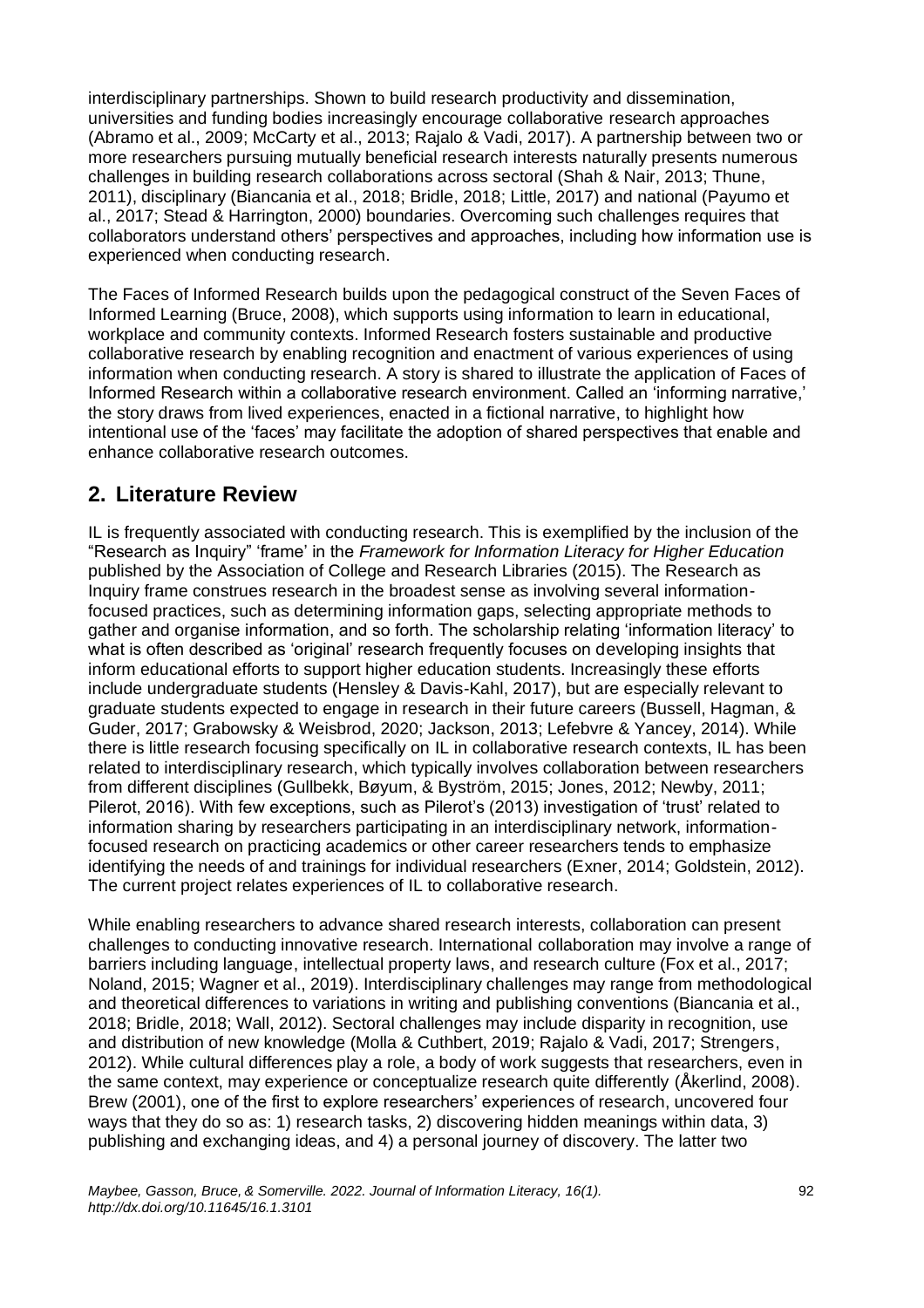interdisciplinary partnerships. Shown to build research productivity and dissemination, universities and funding bodies increasingly encourage collaborative research approaches (Abramo et al., 2009; McCarty et al., 2013; Rajalo & Vadi, 2017). A partnership between two or more researchers pursuing mutually beneficial research interests naturally presents numerous challenges in building research collaborations across sectoral (Shah & Nair, 2013; Thune, 2011), disciplinary (Biancania et al., 2018; Bridle, 2018; Little, 2017) and national (Payumo et al., 2017; Stead & Harrington, 2000) boundaries. Overcoming such challenges requires that collaborators understand others' perspectives and approaches, including how information use is experienced when conducting research.

The Faces of Informed Research builds upon the pedagogical construct of the Seven Faces of Informed Learning (Bruce, 2008), which supports using information to learn in educational, workplace and community contexts. Informed Research fosters sustainable and productive collaborative research by enabling recognition and enactment of various experiences of using information when conducting research. A story is shared to illustrate the application of Faces of Informed Research within a collaborative research environment. Called an 'informing narrative,' the story draws from lived experiences, enacted in a fictional narrative, to highlight how intentional use of the 'faces' may facilitate the adoption of shared perspectives that enable and enhance collaborative research outcomes.

## 2. Literature Review

IL is frequently associated with conducting research. This is exemplified by the inclusion of the "Research as Inquiry" 'frame' in the *Framework for Information Literacy for Higher Education* published by the Association of College and Research Libraries (2015). The Research as Inquiry frame construes research in the broadest sense as involving several information-focused practices, such as determining information gaps, selecting appropriate methods to gather and organise information, and so forth. The scholarship relating 'information literacy' to what is often described as 'original' research frequently focuses on developing insights that inform educational efforts to support higher education students. Increasingly these efforts include undergraduate students (Hensley & Davis-Kahl, 2017), but are especially relevant to graduate students expected to engage in research in their future careers (Bussell, Hagman, & Guder, 2017; Grabowsky & Weisbrod, 2020; Jackson, 2013; Lefebvre & Yancey, 2014). While there is little research focusing specifically on IL in collaborative research contexts, IL has been related to interdisciplinary research, which typically involves collaboration between researchers from different disciplines (Gullbekk, Bøyum, & Byström, 2015; Jones, 2012; Newby, 2011; Pilerot, 2016). With few exceptions, such as Pilerot's (2013) investigation of 'trust' related to information sharing by researchers participating in an interdisciplinary network, information-focused research on practicing academics or other career researchers tends to emphasize identifying the needs of and trainings for individual researchers (Exner, 2014; Goldstein, 2012). The current project relates experiences of IL to collaborative research.

While enabling researchers to advance shared research interests, collaboration can present challenges to conducting innovative research. International collaboration may involve a range of barriers including language, intellectual property laws, and research culture (Fox et al., 2017; Noland, 2015; Wagner et al., 2019). Interdisciplinary challenges may range from methodological and theoretical differences to variations in writing and publishing conventions (Biancania et al., 2018; Bridle, 2018; Wall, 2012). Sectoral challenges may include disparity in recognition, use and distribution of new knowledge (Molla & Cuthbert, 2019; Rajalo & Vadi, 2017; Strengers, 2012). While cultural differences play a role, a body of work suggests that researchers, even in the same context, may experience or conceptualize research quite differently (Åkerlind, 2008). Brew (2001), one of the first to explore researchers' experiences of research, uncovered four ways that they do so as: 1) research tasks, 2) discovering hidden meanings within data, 3) publishing and exchanging ideas, and 4) a personal journey of discovery. The latter two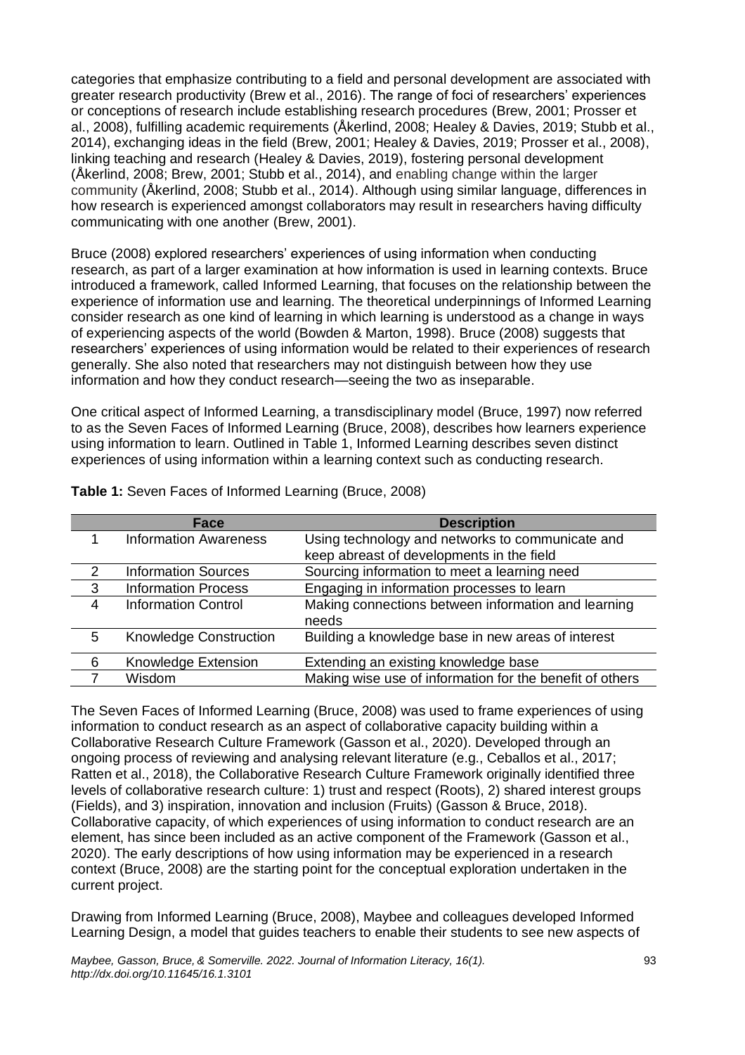categories that emphasize contributing to a field and personal development are associated with greater research productivity (Brew et al., 2016). The range of foci of researchers' experiences or conceptions of research include establishing research procedures (Brew, 2001; Prosser et al., 2008), fulfilling academic requirements (Åkerlind, 2008; Healey & Davies, 2019; Stubb et al., 2014), exchanging ideas in the field (Brew, 2001; Healey & Davies, 2019; Prosser et al., 2008), linking teaching and research (Healey & Davies, 2019), fostering personal development (Åkerlind, 2008; Brew, 2001; Stubb et al., 2014), and enabling change within the larger community (Åkerlind, 2008; Stubb et al., 2014). Although using similar language, differences in how research is experienced amongst collaborators may result in researchers having difficulty communicating with one another (Brew, 2001).

Bruce (2008) explored researchers' experiences of using information when conducting research, as part of a larger examination at how information is used in learning contexts. Bruce introduced a framework, called Informed Learning, that focuses on the relationship between the experience of information use and learning. The theoretical underpinnings of Informed Learning consider research as one kind of learning in which learning is understood as a change in ways of experiencing aspects of the world (Bowden & Marton, 1998). Bruce (2008) suggests that researchers' experiences of using information would be related to their experiences of research generally. She also noted that researchers may not distinguish between how they use information and how they conduct research—seeing the two as inseparable.

One critical aspect of Informed Learning, a transdisciplinary model (Bruce, 1997) now referred to as the Seven Faces of Informed Learning (Bruce, 2008), describes how learners experience using information to learn. Outlined in Table 1, Informed Learning describes seven distinct experiences of using information within a learning context such as conducting research.

**Table 1:** Seven Faces of Informed Learning (Bruce, 2008)

| | Face | Description |
|---|---|---|
| 1 | Information Awareness | Using technology and networks to communicate and keep abreast of developments in the field |
| 2 | Information Sources | Sourcing information to meet a learning need |
| 3 | Information Process | Engaging in information processes to learn |
| 4 | Information Control | Making connections between information and learning needs |
| 5 | Knowledge Construction | Building a knowledge base in new areas of interest |
| 6 | Knowledge Extension | Extending an existing knowledge base |
| 7 | Wisdom | Making wise use of information for the benefit of others |

The Seven Faces of Informed Learning (Bruce, 2008) was used to frame experiences of using information to conduct research as an aspect of collaborative capacity building within a Collaborative Research Culture Framework (Gasson et al., 2020). Developed through an ongoing process of reviewing and analysing relevant literature (e.g., Ceballos et al., 2017; Ratten et al., 2018), the Collaborative Research Culture Framework originally identified three levels of collaborative research culture: 1) trust and respect (Roots), 2) shared interest groups (Fields), and 3) inspiration, innovation and inclusion (Fruits) (Gasson & Bruce, 2018). Collaborative capacity, of which experiences of using information to conduct research are an element, has since been included as an active component of the Framework (Gasson et al., 2020). The early descriptions of how using information may be experienced in a research context (Bruce, 2008) are the starting point for the conceptual exploration undertaken in the current project.

Drawing from Informed Learning (Bruce, 2008), Maybee and colleagues developed Informed Learning Design, a model that guides teachers to enable their students to see new aspects of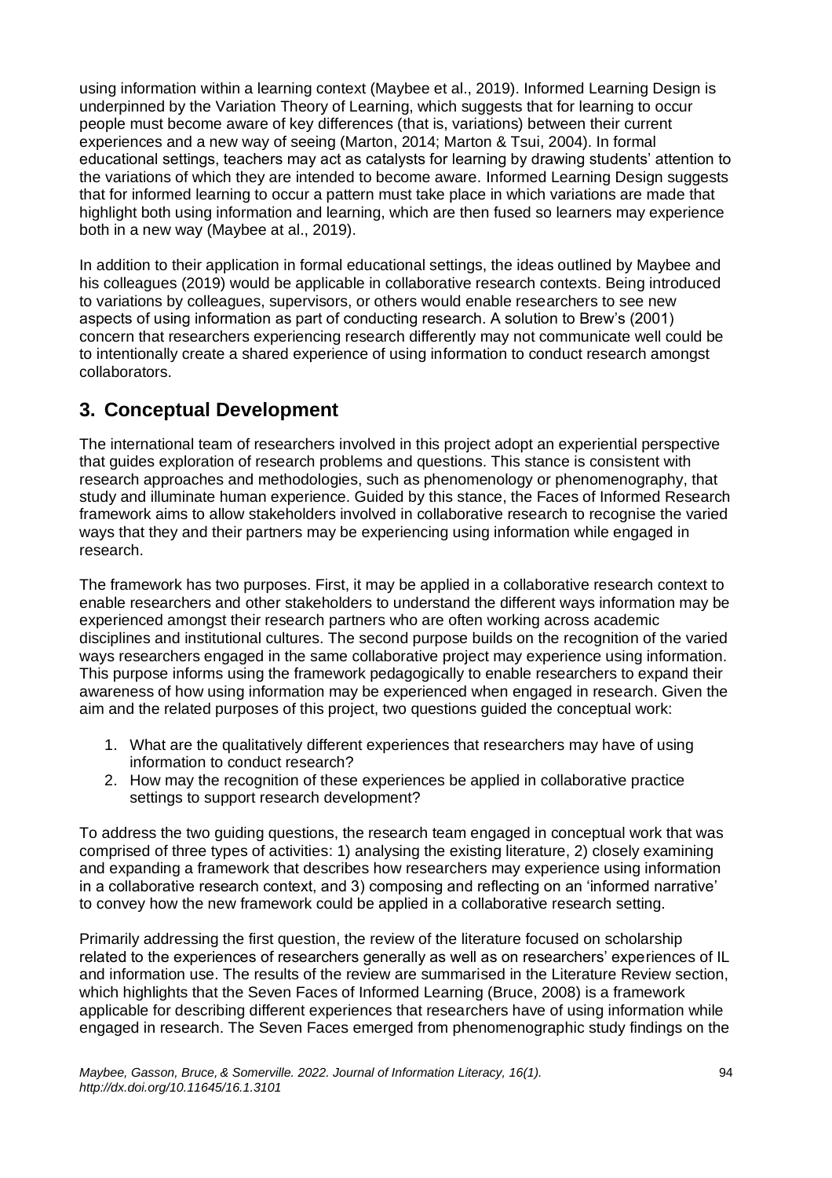using information within a learning context (Maybee et al., 2019). Informed Learning Design is underpinned by the Variation Theory of Learning, which suggests that for learning to occur people must become aware of key differences (that is, variations) between their current experiences and a new way of seeing (Marton, 2014; Marton & Tsui, 2004). In formal educational settings, teachers may act as catalysts for learning by drawing students' attention to the variations of which they are intended to become aware. Informed Learning Design suggests that for informed learning to occur a pattern must take place in which variations are made that highlight both using information and learning, which are then fused so learners may experience both in a new way (Maybee at al., 2019).

In addition to their application in formal educational settings, the ideas outlined by Maybee and his colleagues (2019) would be applicable in collaborative research contexts. Being introduced to variations by colleagues, supervisors, or others would enable researchers to see new aspects of using information as part of conducting research. A solution to Brew's (2001) concern that researchers experiencing research differently may not communicate well could be to intentionally create a shared experience of using information to conduct research amongst collaborators.

## 3. Conceptual Development

The international team of researchers involved in this project adopt an experiential perspective that guides exploration of research problems and questions. This stance is consistent with research approaches and methodologies, such as phenomenology or phenomenography, that study and illuminate human experience. Guided by this stance, the Faces of Informed Research framework aims to allow stakeholders involved in collaborative research to recognise the varied ways that they and their partners may be experiencing using information while engaged in research.

The framework has two purposes. First, it may be applied in a collaborative research context to enable researchers and other stakeholders to understand the different ways information may be experienced amongst their research partners who are often working across academic disciplines and institutional cultures. The second purpose builds on the recognition of the varied ways researchers engaged in the same collaborative project may experience using information. This purpose informs using the framework pedagogically to enable researchers to expand their awareness of how using information may be experienced when engaged in research. Given the aim and the related purposes of this project, two questions guided the conceptual work:

1. What are the qualitatively different experiences that researchers may have of using information to conduct research?
2. How may the recognition of these experiences be applied in collaborative practice settings to support research development?

To address the two guiding questions, the research team engaged in conceptual work that was comprised of three types of activities: 1) analysing the existing literature, 2) closely examining and expanding a framework that describes how researchers may experience using information in a collaborative research context, and 3) composing and reflecting on an 'informed narrative' to convey how the new framework could be applied in a collaborative research setting.

Primarily addressing the first question, the review of the literature focused on scholarship related to the experiences of researchers generally as well as on researchers' experiences of IL and information use. The results of the review are summarised in the Literature Review section, which highlights that the Seven Faces of Informed Learning (Bruce, 2008) is a framework applicable for describing different experiences that researchers have of using information while engaged in research. The Seven Faces emerged from phenomenographic study findings on the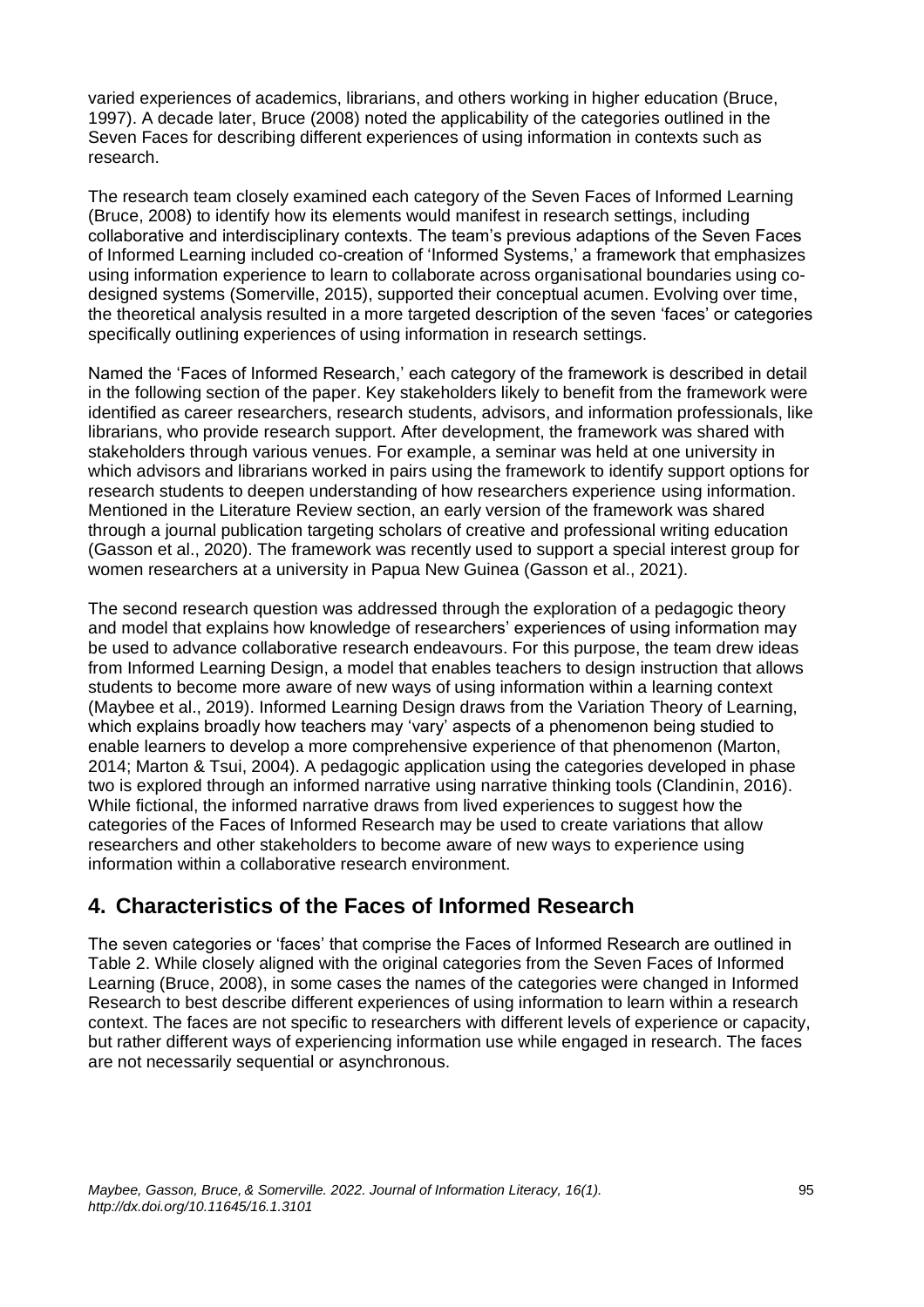varied experiences of academics, librarians, and others working in higher education (Bruce, 1997). A decade later, Bruce (2008) noted the applicability of the categories outlined in the Seven Faces for describing different experiences of using information in contexts such as research.

The research team closely examined each category of the Seven Faces of Informed Learning (Bruce, 2008) to identify how its elements would manifest in research settings, including collaborative and interdisciplinary contexts. The team's previous adaptions of the Seven Faces of Informed Learning included co-creation of 'Informed Systems,' a framework that emphasizes using information experience to learn to collaborate across organisational boundaries using co-designed systems (Somerville, 2015), supported their conceptual acumen. Evolving over time, the theoretical analysis resulted in a more targeted description of the seven 'faces' or categories specifically outlining experiences of using information in research settings.

Named the 'Faces of Informed Research,' each category of the framework is described in detail in the following section of the paper. Key stakeholders likely to benefit from the framework were identified as career researchers, research students, advisors, and information professionals, like librarians, who provide research support. After development, the framework was shared with stakeholders through various venues. For example, a seminar was held at one university in which advisors and librarians worked in pairs using the framework to identify support options for research students to deepen understanding of how researchers experience using information. Mentioned in the Literature Review section, an early version of the framework was shared through a journal publication targeting scholars of creative and professional writing education (Gasson et al., 2020). The framework was recently used to support a special interest group for women researchers at a university in Papua New Guinea (Gasson et al., 2021).

The second research question was addressed through the exploration of a pedagogic theory and model that explains how knowledge of researchers' experiences of using information may be used to advance collaborative research endeavours. For this purpose, the team drew ideas from Informed Learning Design, a model that enables teachers to design instruction that allows students to become more aware of new ways of using information within a learning context (Maybee et al., 2019). Informed Learning Design draws from the Variation Theory of Learning, which explains broadly how teachers may 'vary' aspects of a phenomenon being studied to enable learners to develop a more comprehensive experience of that phenomenon (Marton, 2014; Marton & Tsui, 2004). A pedagogic application using the categories developed in phase two is explored through an informed narrative using narrative thinking tools (Clandinin, 2016). While fictional, the informed narrative draws from lived experiences to suggest how the categories of the Faces of Informed Research may be used to create variations that allow researchers and other stakeholders to become aware of new ways to experience using information within a collaborative research environment.

## 4. Characteristics of the Faces of Informed Research

The seven categories or 'faces' that comprise the Faces of Informed Research are outlined in Table 2. While closely aligned with the original categories from the Seven Faces of Informed Learning (Bruce, 2008), in some cases the names of the categories were changed in Informed Research to best describe different experiences of using information to learn within a research context. The faces are not specific to researchers with different levels of experience or capacity, but rather different ways of experiencing information use while engaged in research. The faces are not necessarily sequential or asynchronous.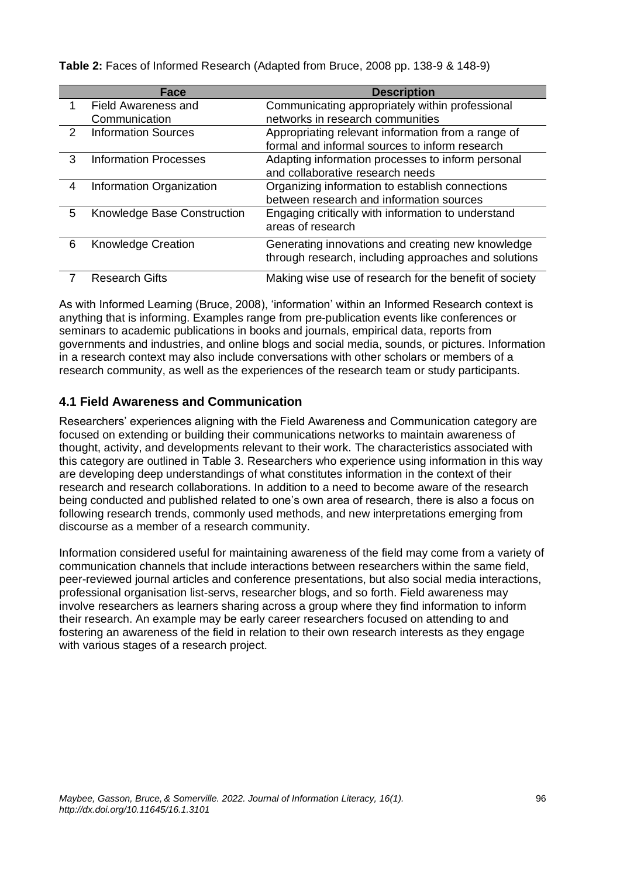**Table 2:** Faces of Informed Research (Adapted from Bruce, 2008 pp. 138-9 & 148-9)

| | Face | Description |
|---|---|---|
| 1 | Field Awareness and Communication | Communicating appropriately within professional networks in research communities |
| 2 | Information Sources | Appropriating relevant information from a range of formal and informal sources to inform research |
| 3 | Information Processes | Adapting information processes to inform personal and collaborative research needs |
| 4 | Information Organization | Organizing information to establish connections between research and information sources |
| 5 | Knowledge Base Construction | Engaging critically with information to understand areas of research |
| 6 | Knowledge Creation | Generating innovations and creating new knowledge through research, including approaches and solutions |
| 7 | Research Gifts | Making wise use of research for the benefit of society |

As with Informed Learning (Bruce, 2008), 'information' within an Informed Research context is anything that is informing. Examples range from pre-publication events like conferences or seminars to academic publications in books and journals, empirical data, reports from governments and industries, and online blogs and social media, sounds, or pictures. Information in a research context may also include conversations with other scholars or members of a research community, as well as the experiences of the research team or study participants.

## 4.1 Field Awareness and Communication

Researchers' experiences aligning with the Field Awareness and Communication category are focused on extending or building their communications networks to maintain awareness of thought, activity, and developments relevant to their work. The characteristics associated with this category are outlined in Table 3. Researchers who experience using information in this way are developing deep understandings of what constitutes information in the context of their research and research collaborations. In addition to a need to become aware of the research being conducted and published related to one's own area of research, there is also a focus on following research trends, commonly used methods, and new interpretations emerging from discourse as a member of a research community.

Information considered useful for maintaining awareness of the field may come from a variety of communication channels that include interactions between researchers within the same field, peer-reviewed journal articles and conference presentations, but also social media interactions, professional organisation list-servs, researcher blogs, and so forth. Field awareness may involve researchers as learners sharing across a group where they find information to inform their research. An example may be early career researchers focused on attending to and fostering an awareness of the field in relation to their own research interests as they engage with various stages of a research project.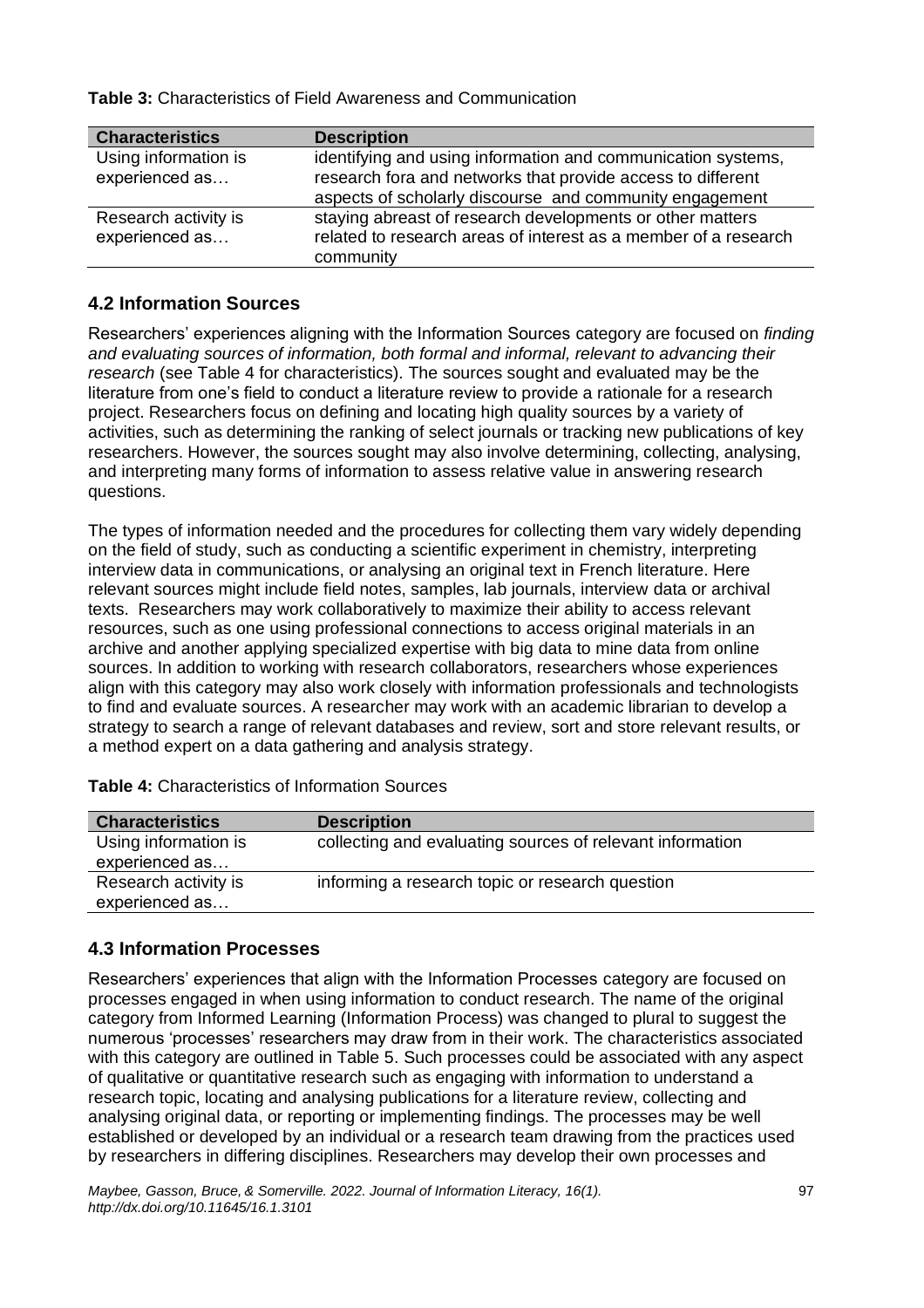**Table 3:** Characteristics of Field Awareness and Communication

| Characteristics | Description |
|---|---|
| Using information is experienced as… | identifying and using information and communication systems, research fora and networks that provide access to different aspects of scholarly discourse and community engagement |
| Research activity is experienced as… | staying abreast of research developments or other matters related to research areas of interest as a member of a research community |

## 4.2 Information Sources

Researchers' experiences aligning with the Information Sources category are focused on *finding and evaluating sources of information, both formal and informal, relevant to advancing their research* (see Table 4 for characteristics). The sources sought and evaluated may be the literature from one's field to conduct a literature review to provide a rationale for a research project. Researchers focus on defining and locating high quality sources by a variety of activities, such as determining the ranking of select journals or tracking new publications of key researchers. However, the sources sought may also involve determining, collecting, analysing, and interpreting many forms of information to assess relative value in answering research questions.

The types of information needed and the procedures for collecting them vary widely depending on the field of study, such as conducting a scientific experiment in chemistry, interpreting interview data in communications, or analysing an original text in French literature. Here relevant sources might include field notes, samples, lab journals, interview data or archival texts. Researchers may work collaboratively to maximize their ability to access relevant resources, such as one using professional connections to access original materials in an archive and another applying specialized expertise with big data to mine data from online sources. In addition to working with research collaborators, researchers whose experiences align with this category may also work closely with information professionals and technologists to find and evaluate sources. A researcher may work with an academic librarian to develop a strategy to search a range of relevant databases and review, sort and store relevant results, or a method expert on a data gathering and analysis strategy.

**Table 4:** Characteristics of Information Sources

| Characteristics | Description |
|---|---|
| Using information is experienced as… | collecting and evaluating sources of relevant information |
| Research activity is experienced as… | informing a research topic or research question |

## 4.3 Information Processes

Researchers' experiences that align with the Information Processes category are focused on processes engaged in when using information to conduct research. The name of the original category from Informed Learning (Information Process) was changed to plural to suggest the numerous 'processes' researchers may draw from in their work. The characteristics associated with this category are outlined in Table 5. Such processes could be associated with any aspect of qualitative or quantitative research such as engaging with information to understand a research topic, locating and analysing publications for a literature review, collecting and analysing original data, or reporting or implementing findings. The processes may be well established or developed by an individual or a research team drawing from the practices used by researchers in differing disciplines. Researchers may develop their own processes and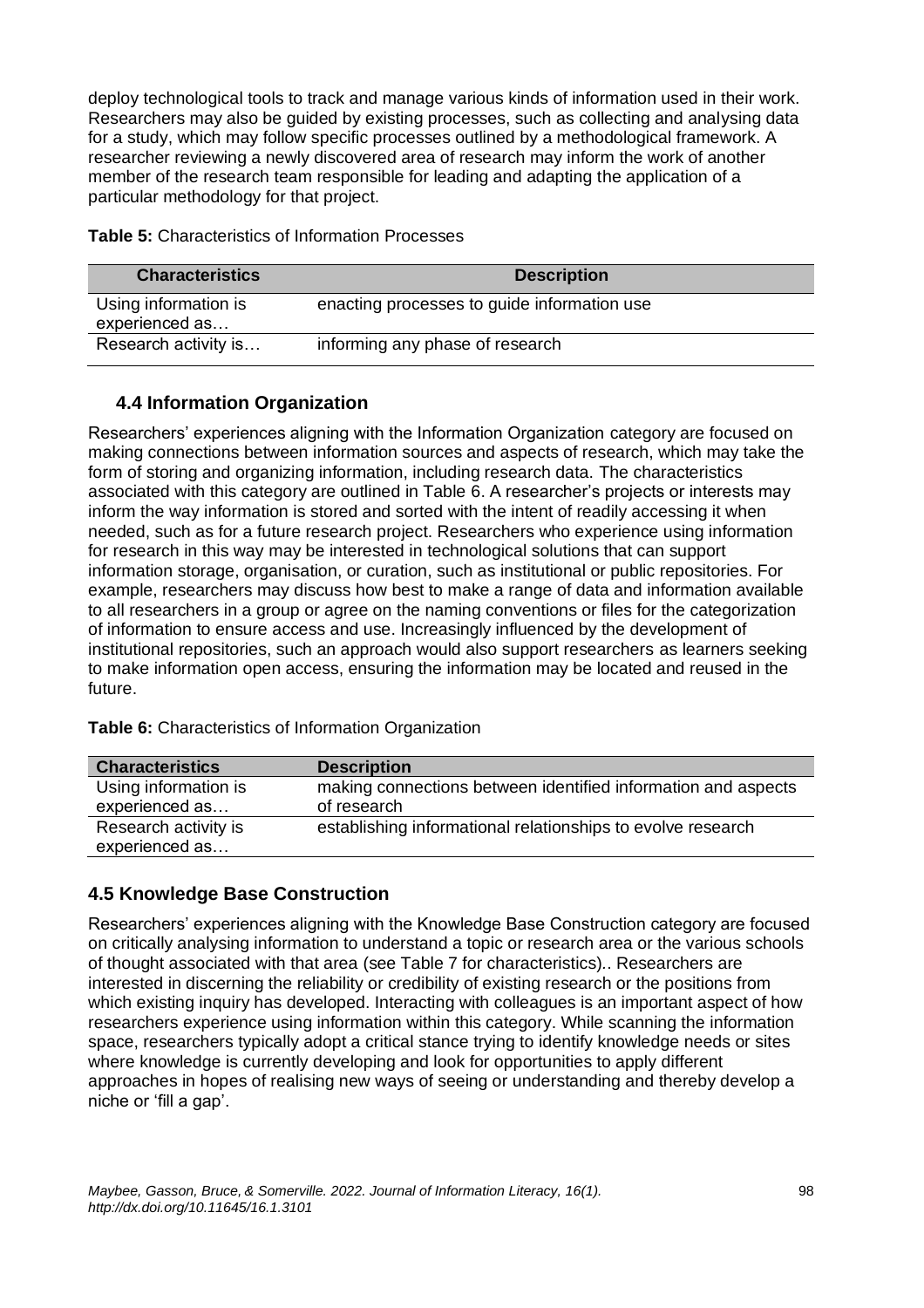deploy technological tools to track and manage various kinds of information used in their work. Researchers may also be guided by existing processes, such as collecting and analysing data for a study, which may follow specific processes outlined by a methodological framework. A researcher reviewing a newly discovered area of research may inform the work of another member of the research team responsible for leading and adapting the application of a particular methodology for that project.

**Table 5:** Characteristics of Information Processes

| Characteristics | Description |
|---|---|
| Using information is experienced as… | enacting processes to guide information use |
| Research activity is… | informing any phase of research |

### 4.4 Information Organization

Researchers' experiences aligning with the Information Organization category are focused on making connections between information sources and aspects of research, which may take the form of storing and organizing information, including research data. The characteristics associated with this category are outlined in Table 6. A researcher's projects or interests may inform the way information is stored and sorted with the intent of readily accessing it when needed, such as for a future research project. Researchers who experience using information for research in this way may be interested in technological solutions that can support information storage, organisation, or curation, such as institutional or public repositories. For example, researchers may discuss how best to make a range of data and information available to all researchers in a group or agree on the naming conventions or files for the categorization of information to ensure access and use. Increasingly influenced by the development of institutional repositories, such an approach would also support researchers as learners seeking to make information open access, ensuring the information may be located and reused in the future.

**Table 6:** Characteristics of Information Organization

| Characteristics | Description |
|---|---|
| Using information is experienced as… | making connections between identified information and aspects of research |
| Research activity is experienced as… | establishing informational relationships to evolve research |

### 4.5 Knowledge Base Construction

Researchers' experiences aligning with the Knowledge Base Construction category are focused on critically analysing information to understand a topic or research area or the various schools of thought associated with that area (see Table 7 for characteristics).. Researchers are interested in discerning the reliability or credibility of existing research or the positions from which existing inquiry has developed. Interacting with colleagues is an important aspect of how researchers experience using information within this category. While scanning the information space, researchers typically adopt a critical stance trying to identify knowledge needs or sites where knowledge is currently developing and look for opportunities to apply different approaches in hopes of realising new ways of seeing or understanding and thereby develop a niche or 'fill a gap'.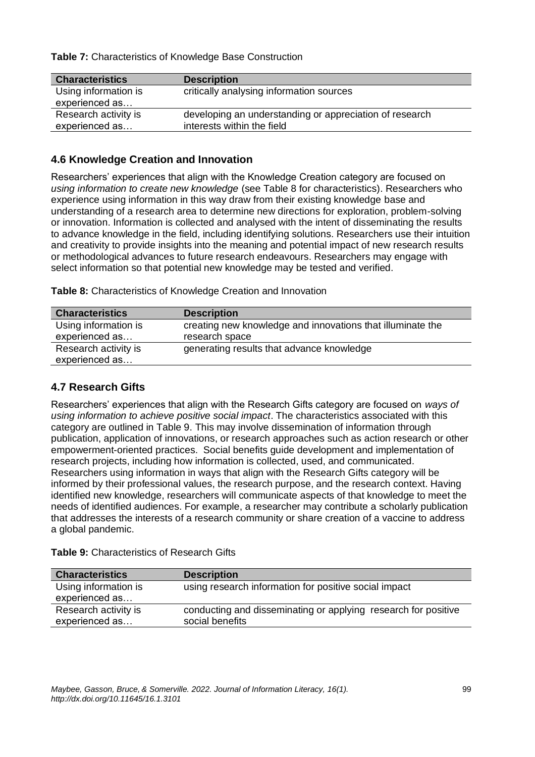**Table 7:** Characteristics of Knowledge Base Construction

| Characteristics | Description |
|---|---|
| Using information is experienced as… | critically analysing information sources |
| Research activity is experienced as… | developing an understanding or appreciation of research interests within the field |

### 4.6 Knowledge Creation and Innovation

Researchers' experiences that align with the Knowledge Creation category are focused on *using information to create new knowledge* (see Table 8 for characteristics). Researchers who experience using information in this way draw from their existing knowledge base and understanding of a research area to determine new directions for exploration, problem-solving or innovation. Information is collected and analysed with the intent of disseminating the results to advance knowledge in the field, including identifying solutions. Researchers use their intuition and creativity to provide insights into the meaning and potential impact of new research results or methodological advances to future research endeavours. Researchers may engage with select information so that potential new knowledge may be tested and verified.

**Table 8:** Characteristics of Knowledge Creation and Innovation

| Characteristics | Description |
|---|---|
| Using information is experienced as… | creating new knowledge and innovations that illuminate the research space |
| Research activity is experienced as… | generating results that advance knowledge |

### 4.7 Research Gifts

Researchers' experiences that align with the Research Gifts category are focused on *ways of using information to achieve positive social impact*. The characteristics associated with this category are outlined in Table 9. This may involve dissemination of information through publication, application of innovations, or research approaches such as action research or other empowerment-oriented practices. Social benefits guide development and implementation of research projects, including how information is collected, used, and communicated. Researchers using information in ways that align with the Research Gifts category will be informed by their professional values, the research purpose, and the research context. Having identified new knowledge, researchers will communicate aspects of that knowledge to meet the needs of identified audiences. For example, a researcher may contribute a scholarly publication that addresses the interests of a research community or share creation of a vaccine to address a global pandemic.

**Table 9:** Characteristics of Research Gifts

| Characteristics | Description |
|---|---|
| Using information is experienced as… | using research information for positive social impact |
| Research activity is experienced as… | conducting and disseminating or applying research for positive social benefits |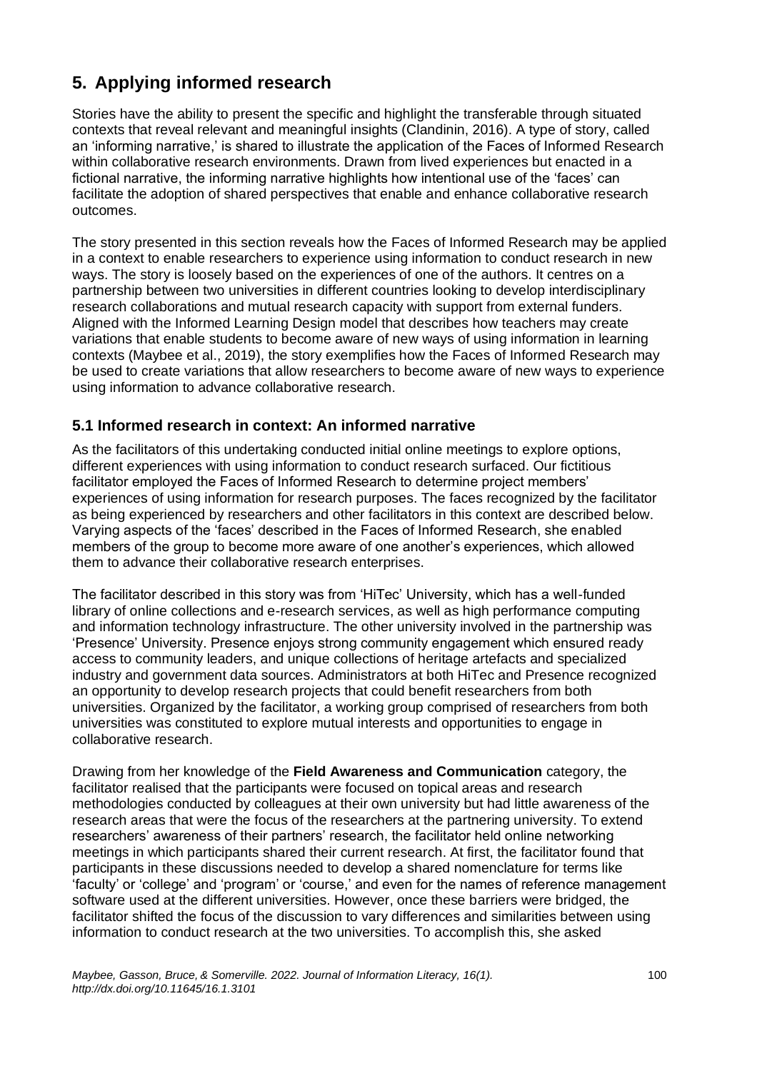## 5. Applying informed research

Stories have the ability to present the specific and highlight the transferable through situated contexts that reveal relevant and meaningful insights (Clandinin, 2016). A type of story, called an 'informing narrative,' is shared to illustrate the application of the Faces of Informed Research within collaborative research environments. Drawn from lived experiences but enacted in a fictional narrative, the informing narrative highlights how intentional use of the 'faces' can facilitate the adoption of shared perspectives that enable and enhance collaborative research outcomes.

The story presented in this section reveals how the Faces of Informed Research may be applied in a context to enable researchers to experience using information to conduct research in new ways. The story is loosely based on the experiences of one of the authors. It centres on a partnership between two universities in different countries looking to develop interdisciplinary research collaborations and mutual research capacity with support from external funders. Aligned with the Informed Learning Design model that describes how teachers may create variations that enable students to become aware of new ways of using information in learning contexts (Maybee et al., 2019), the story exemplifies how the Faces of Informed Research may be used to create variations that allow researchers to become aware of new ways to experience using information to advance collaborative research.

### 5.1 Informed research in context: An informed narrative

As the facilitators of this undertaking conducted initial online meetings to explore options, different experiences with using information to conduct research surfaced. Our fictitious facilitator employed the Faces of Informed Research to determine project members' experiences of using information for research purposes. The faces recognized by the facilitator as being experienced by researchers and other facilitators in this context are described below. Varying aspects of the 'faces' described in the Faces of Informed Research, she enabled members of the group to become more aware of one another's experiences, which allowed them to advance their collaborative research enterprises.

The facilitator described in this story was from 'HiTec' University, which has a well-funded library of online collections and e-research services, as well as high performance computing and information technology infrastructure. The other university involved in the partnership was 'Presence' University. Presence enjoys strong community engagement which ensured ready access to community leaders, and unique collections of heritage artefacts and specialized industry and government data sources. Administrators at both HiTec and Presence recognized an opportunity to develop research projects that could benefit researchers from both universities. Organized by the facilitator, a working group comprised of researchers from both universities was constituted to explore mutual interests and opportunities to engage in collaborative research.

Drawing from her knowledge of the **Field Awareness and Communication** category, the facilitator realised that the participants were focused on topical areas and research methodologies conducted by colleagues at their own university but had little awareness of the research areas that were the focus of the researchers at the partnering university. To extend researchers' awareness of their partners' research, the facilitator held online networking meetings in which participants shared their current research. At first, the facilitator found that participants in these discussions needed to develop a shared nomenclature for terms like 'faculty' or 'college' and 'program' or 'course,' and even for the names of reference management software used at the different universities. However, once these barriers were bridged, the facilitator shifted the focus of the discussion to vary differences and similarities between using information to conduct research at the two universities. To accomplish this, she asked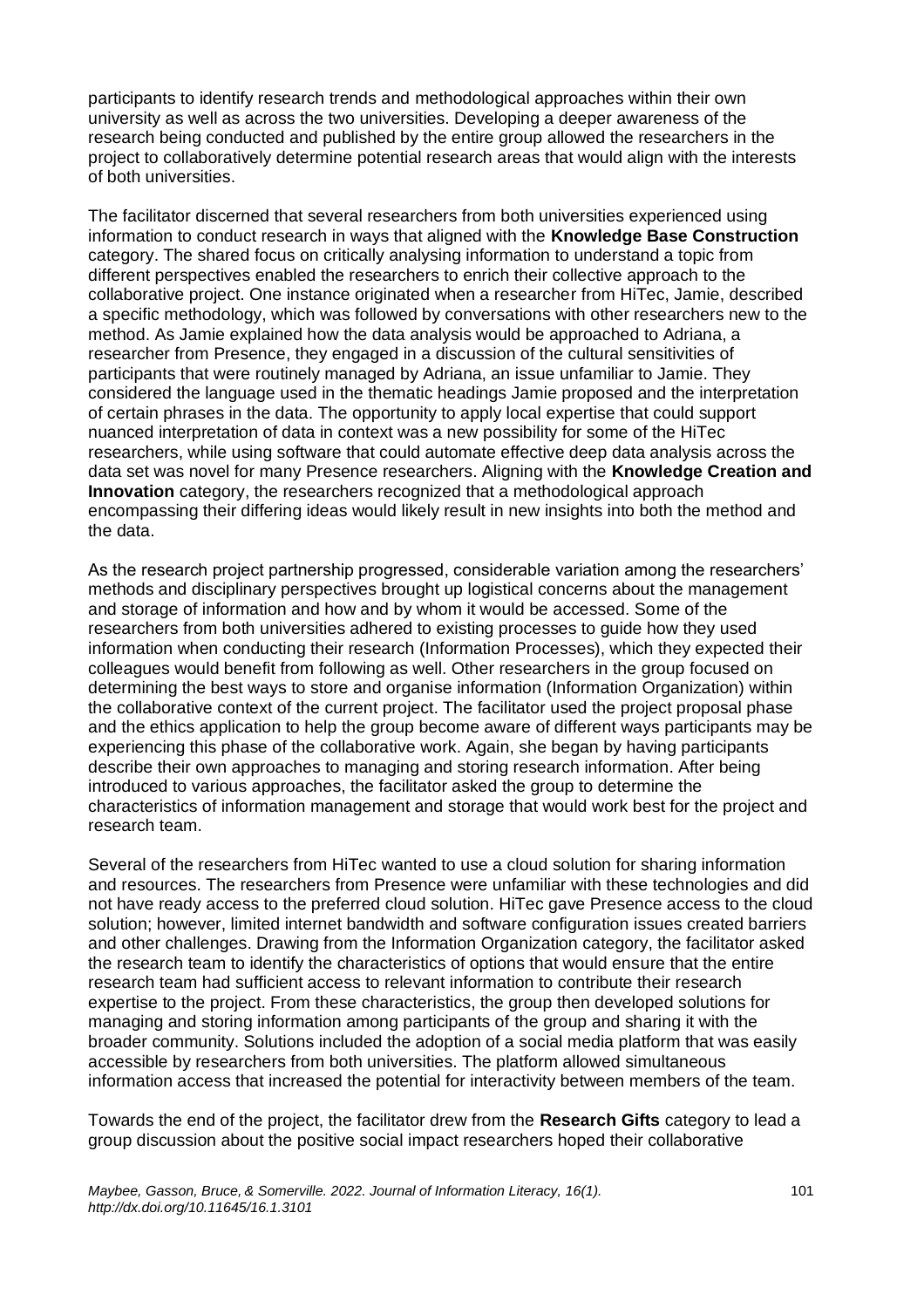participants to identify research trends and methodological approaches within their own university as well as across the two universities. Developing a deeper awareness of the research being conducted and published by the entire group allowed the researchers in the project to collaboratively determine potential research areas that would align with the interests of both universities.

The facilitator discerned that several researchers from both universities experienced using information to conduct research in ways that aligned with the **Knowledge Base Construction** category. The shared focus on critically analysing information to understand a topic from different perspectives enabled the researchers to enrich their collective approach to the collaborative project. One instance originated when a researcher from HiTec, Jamie, described a specific methodology, which was followed by conversations with other researchers new to the method. As Jamie explained how the data analysis would be approached to Adriana, a researcher from Presence, they engaged in a discussion of the cultural sensitivities of participants that were routinely managed by Adriana, an issue unfamiliar to Jamie. They considered the language used in the thematic headings Jamie proposed and the interpretation of certain phrases in the data. The opportunity to apply local expertise that could support nuanced interpretation of data in context was a new possibility for some of the HiTec researchers, while using software that could automate effective deep data analysis across the data set was novel for many Presence researchers. Aligning with the **Knowledge Creation and Innovation** category, the researchers recognized that a methodological approach encompassing their differing ideas would likely result in new insights into both the method and the data.

As the research project partnership progressed, considerable variation among the researchers' methods and disciplinary perspectives brought up logistical concerns about the management and storage of information and how and by whom it would be accessed. Some of the researchers from both universities adhered to existing processes to guide how they used information when conducting their research (Information Processes), which they expected their colleagues would benefit from following as well. Other researchers in the group focused on determining the best ways to store and organise information (Information Organization) within the collaborative context of the current project. The facilitator used the project proposal phase and the ethics application to help the group become aware of different ways participants may be experiencing this phase of the collaborative work. Again, she began by having participants describe their own approaches to managing and storing research information. After being introduced to various approaches, the facilitator asked the group to determine the characteristics of information management and storage that would work best for the project and research team.

Several of the researchers from HiTec wanted to use a cloud solution for sharing information and resources. The researchers from Presence were unfamiliar with these technologies and did not have ready access to the preferred cloud solution. HiTec gave Presence access to the cloud solution; however, limited internet bandwidth and software configuration issues created barriers and other challenges. Drawing from the Information Organization category, the facilitator asked the research team to identify the characteristics of options that would ensure that the entire research team had sufficient access to relevant information to contribute their research expertise to the project. From these characteristics, the group then developed solutions for managing and storing information among participants of the group and sharing it with the broader community. Solutions included the adoption of a social media platform that was easily accessible by researchers from both universities. The platform allowed simultaneous information access that increased the potential for interactivity between members of the team.

Towards the end of the project, the facilitator drew from the **Research Gifts** category to lead a group discussion about the positive social impact researchers hoped their collaborative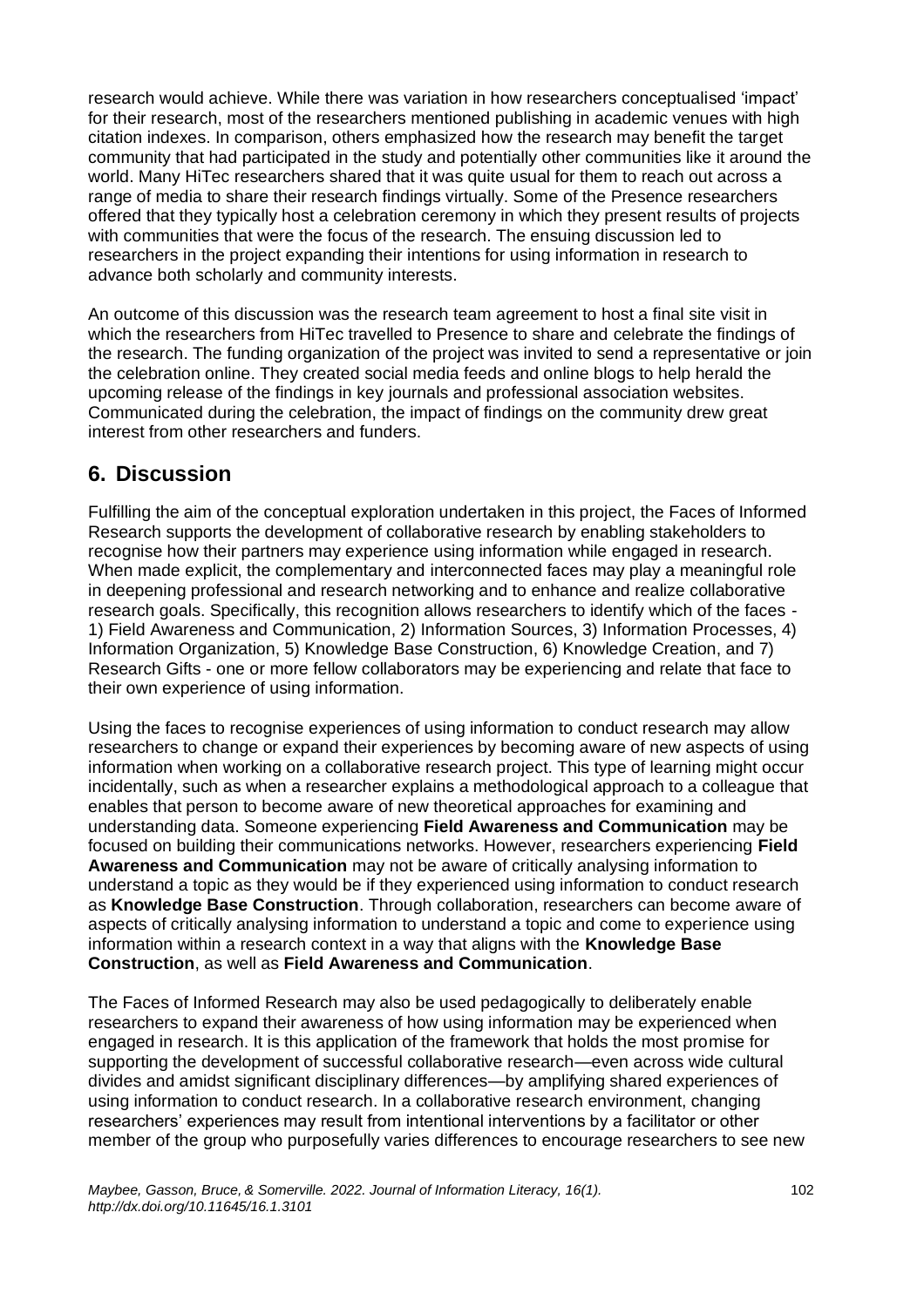research would achieve. While there was variation in how researchers conceptualised 'impact' for their research, most of the researchers mentioned publishing in academic venues with high citation indexes. In comparison, others emphasized how the research may benefit the target community that had participated in the study and potentially other communities like it around the world. Many HiTec researchers shared that it was quite usual for them to reach out across a range of media to share their research findings virtually. Some of the Presence researchers offered that they typically host a celebration ceremony in which they present results of projects with communities that were the focus of the research. The ensuing discussion led to researchers in the project expanding their intentions for using information in research to advance both scholarly and community interests.

An outcome of this discussion was the research team agreement to host a final site visit in which the researchers from HiTec travelled to Presence to share and celebrate the findings of the research. The funding organization of the project was invited to send a representative or join the celebration online. They created social media feeds and online blogs to help herald the upcoming release of the findings in key journals and professional association websites. Communicated during the celebration, the impact of findings on the community drew great interest from other researchers and funders.

## 6. Discussion

Fulfilling the aim of the conceptual exploration undertaken in this project, the Faces of Informed Research supports the development of collaborative research by enabling stakeholders to recognise how their partners may experience using information while engaged in research. When made explicit, the complementary and interconnected faces may play a meaningful role in deepening professional and research networking and to enhance and realize collaborative research goals. Specifically, this recognition allows researchers to identify which of the faces - 1) Field Awareness and Communication, 2) Information Sources, 3) Information Processes, 4) Information Organization, 5) Knowledge Base Construction, 6) Knowledge Creation, and 7) Research Gifts - one or more fellow collaborators may be experiencing and relate that face to their own experience of using information.

Using the faces to recognise experiences of using information to conduct research may allow researchers to change or expand their experiences by becoming aware of new aspects of using information when working on a collaborative research project. This type of learning might occur incidentally, such as when a researcher explains a methodological approach to a colleague that enables that person to become aware of new theoretical approaches for examining and understanding data. Someone experiencing **Field Awareness and Communication** may be focused on building their communications networks. However, researchers experiencing **Field Awareness and Communication** may not be aware of critically analysing information to understand a topic as they would be if they experienced using information to conduct research as **Knowledge Base Construction**. Through collaboration, researchers can become aware of aspects of critically analysing information to understand a topic and come to experience using information within a research context in a way that aligns with the **Knowledge Base Construction**, as well as **Field Awareness and Communication**.

The Faces of Informed Research may also be used pedagogically to deliberately enable researchers to expand their awareness of how using information may be experienced when engaged in research. It is this application of the framework that holds the most promise for supporting the development of successful collaborative research—even across wide cultural divides and amidst significant disciplinary differences—by amplifying shared experiences of using information to conduct research. In a collaborative research environment, changing researchers' experiences may result from intentional interventions by a facilitator or other member of the group who purposefully varies differences to encourage researchers to see new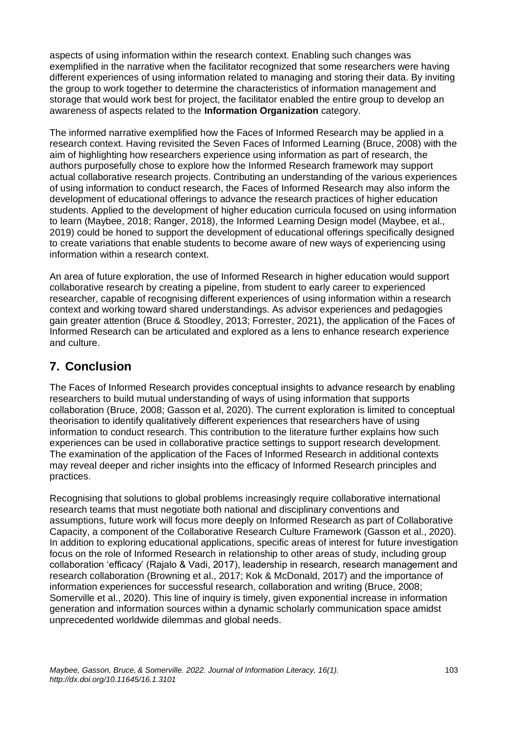aspects of using information within the research context. Enabling such changes was exemplified in the narrative when the facilitator recognized that some researchers were having different experiences of using information related to managing and storing their data. By inviting the group to work together to determine the characteristics of information management and storage that would work best for project, the facilitator enabled the entire group to develop an awareness of aspects related to the **Information Organization** category.

The informed narrative exemplified how the Faces of Informed Research may be applied in a research context. Having revisited the Seven Faces of Informed Learning (Bruce, 2008) with the aim of highlighting how researchers experience using information as part of research, the authors purposefully chose to explore how the Informed Research framework may support actual collaborative research projects. Contributing an understanding of the various experiences of using information to conduct research, the Faces of Informed Research may also inform the development of educational offerings to advance the research practices of higher education students. Applied to the development of higher education curricula focused on using information to learn (Maybee, 2018; Ranger, 2018), the Informed Learning Design model (Maybee, et al., 2019) could be honed to support the development of educational offerings specifically designed to create variations that enable students to become aware of new ways of experiencing using information within a research context.

An area of future exploration, the use of Informed Research in higher education would support collaborative research by creating a pipeline, from student to early career to experienced researcher, capable of recognising different experiences of using information within a research context and working toward shared understandings. As advisor experiences and pedagogies gain greater attention (Bruce & Stoodley, 2013; Forrester, 2021), the application of the Faces of Informed Research can be articulated and explored as a lens to enhance research experience and culture.

## 7. Conclusion

The Faces of Informed Research provides conceptual insights to advance research by enabling researchers to build mutual understanding of ways of using information that supports collaboration (Bruce, 2008; Gasson et al, 2020). The current exploration is limited to conceptual theorisation to identify qualitatively different experiences that researchers have of using information to conduct research. This contribution to the literature further explains how such experiences can be used in collaborative practice settings to support research development. The examination of the application of the Faces of Informed Research in additional contexts may reveal deeper and richer insights into the efficacy of Informed Research principles and practices.

Recognising that solutions to global problems increasingly require collaborative international research teams that must negotiate both national and disciplinary conventions and assumptions, future work will focus more deeply on Informed Research as part of Collaborative Capacity, a component of the Collaborative Research Culture Framework (Gasson et al., 2020). In addition to exploring educational applications, specific areas of interest for future investigation focus on the role of Informed Research in relationship to other areas of study, including group collaboration 'efficacy' (Rajalo & Vadi, 2017), leadership in research, research management and research collaboration (Browning et al., 2017; Kok & McDonald, 2017) and the importance of information experiences for successful research, collaboration and writing (Bruce, 2008; Somerville et al., 2020). This line of inquiry is timely, given exponential increase in information generation and information sources within a dynamic scholarly communication space amidst unprecedented worldwide dilemmas and global needs.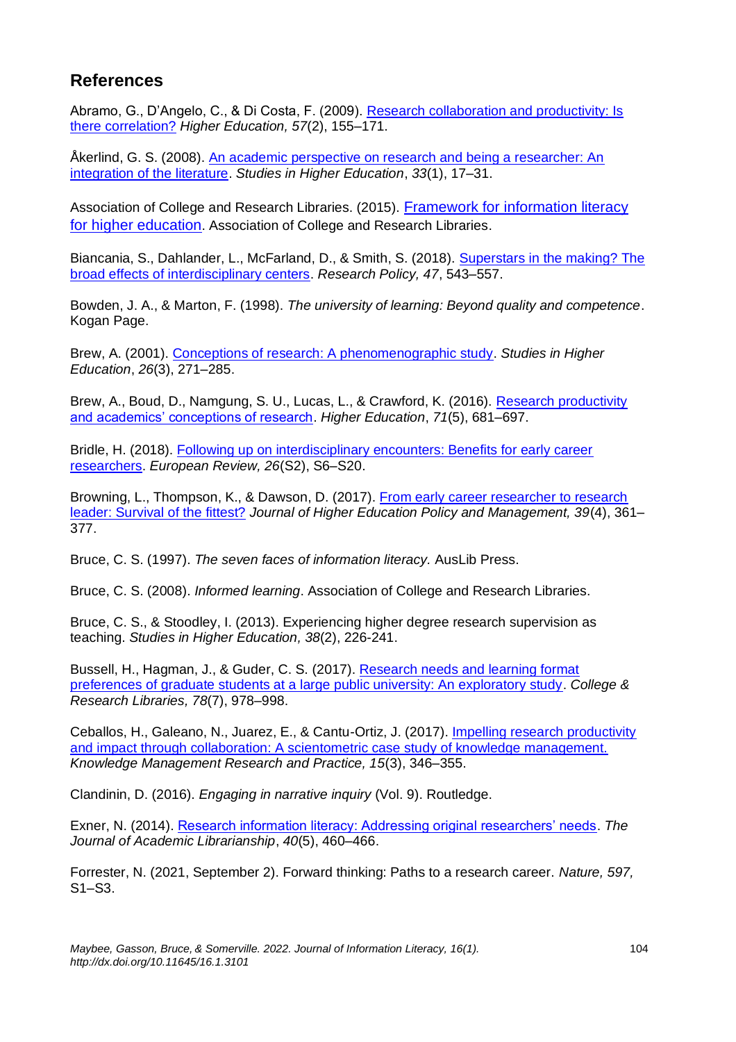## References

Abramo, G., D'Angelo, C., & Di Costa, F. (2009). Research collaboration and productivity: Is there correlation? *Higher Education, 57*(2), 155–171.

Åkerlind, G. S. (2008). An academic perspective on research and being a researcher: An integration of the literature. *Studies in Higher Education*, *33*(1), 17–31.

Association of College and Research Libraries. (2015). Framework for information literacy for higher education. Association of College and Research Libraries.

Biancania, S., Dahlander, L., McFarland, D., & Smith, S. (2018). Superstars in the making? The broad effects of interdisciplinary centers. *Research Policy, 47*, 543–557.

Bowden, J. A., & Marton, F. (1998). *The university of learning: Beyond quality and competence*. Kogan Page.

Brew, A. (2001). Conceptions of research: A phenomenographic study. *Studies in Higher Education*, *26*(3), 271–285.

Brew, A., Boud, D., Namgung, S. U., Lucas, L., & Crawford, K. (2016). Research productivity and academics' conceptions of research. *Higher Education*, *71*(5), 681–697.

Bridle, H. (2018). Following up on interdisciplinary encounters: Benefits for early career researchers. *European Review, 26*(S2), S6–S20.

Browning, L., Thompson, K., & Dawson, D. (2017). From early career researcher to research leader: Survival of the fittest? *Journal of Higher Education Policy and Management, 39*(4), 361–377.

Bruce, C. S. (1997). *The seven faces of information literacy.* AusLib Press.

Bruce, C. S. (2008). *Informed learning*. Association of College and Research Libraries.

Bruce, C. S., & Stoodley, I. (2013). Experiencing higher degree research supervision as teaching. *Studies in Higher Education, 38*(2), 226-241.

Bussell, H., Hagman, J., & Guder, C. S. (2017). Research needs and learning format preferences of graduate students at a large public university: An exploratory study. *College & Research Libraries, 78*(7), 978–998.

Ceballos, H., Galeano, N., Juarez, E., & Cantu-Ortiz, J. (2017). Impelling research productivity and impact through collaboration: A scientometric case study of knowledge management. *Knowledge Management Research and Practice, 15*(3), 346–355.

Clandinin, D. (2016). *Engaging in narrative inquiry* (Vol. 9). Routledge.

Exner, N. (2014). Research information literacy: Addressing original researchers' needs. *The Journal of Academic Librarianship*, *40*(5), 460–466.

Forrester, N. (2021, September 2). Forward thinking: Paths to a research career. *Nature, 597,* S1–S3.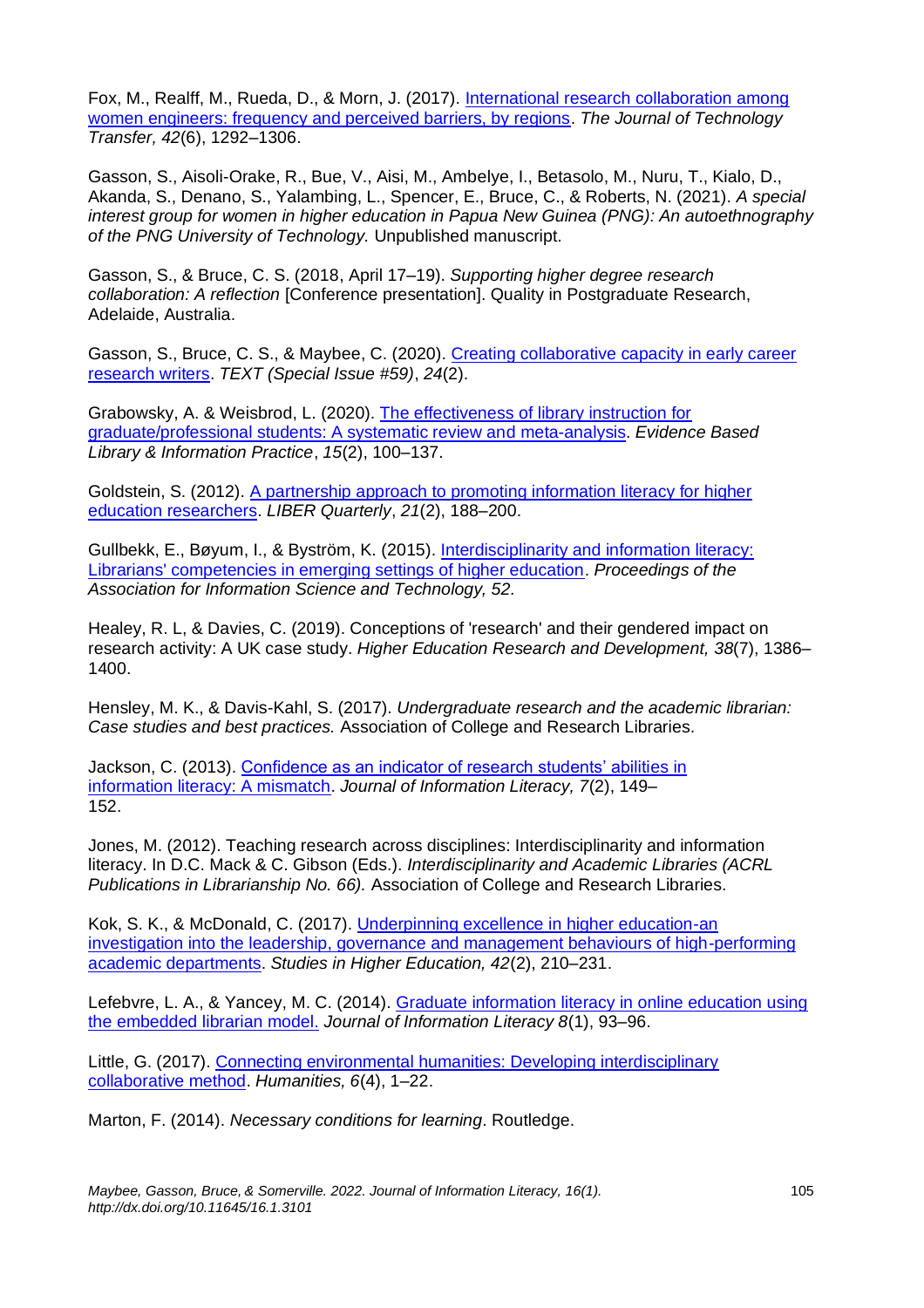Fox, M., Realff, M., Rueda, D., & Morn, J. (2017). [International research collaboration among women engineers: frequency and perceived barriers, by regions](). *The Journal of Technology Transfer, 42*(6), 1292–1306.

Gasson, S., Aisoli-Orake, R., Bue, V., Aisi, M., Ambelye, I., Betasolo, M., Nuru, T., Kialo, D., Akanda, S., Denano, S., Yalambing, L., Spencer, E., Bruce, C., & Roberts, N. (2021). *A special interest group for women in higher education in Papua New Guinea (PNG): An autoethnography of the PNG University of Technology.* Unpublished manuscript.

Gasson, S., & Bruce, C. S. (2018, April 17–19). *Supporting higher degree research collaboration: A reflection* [Conference presentation]. Quality in Postgraduate Research, Adelaide, Australia.

Gasson, S., Bruce, C. S., & Maybee, C. (2020). [Creating collaborative capacity in early career research writers](). *TEXT (Special Issue #59)*, *24*(2).

Grabowsky, A. & Weisbrod, L. (2020). [The effectiveness of library instruction for graduate/professional students: A systematic review and meta-analysis](). *Evidence Based Library & Information Practice*, *15*(2), 100–137.

Goldstein, S. (2012). [A partnership approach to promoting information literacy for higher education researchers](). *LIBER Quarterly*, *21*(2), 188–200.

Gullbekk, E., Bøyum, I., & Byström, K. (2015). [Interdisciplinarity and information literacy: Librarians' competencies in emerging settings of higher education](). *Proceedings of the Association for Information Science and Technology, 52.*

Healey, R. L, & Davies, C. (2019). Conceptions of 'research' and their gendered impact on research activity: A UK case study. *Higher Education Research and Development, 38*(7), 1386–1400.

Hensley, M. K., & Davis-Kahl, S. (2017). *Undergraduate research and the academic librarian: Case studies and best practices.* Association of College and Research Libraries.

Jackson, C. (2013). [Confidence as an indicator of research students' abilities in information literacy: A mismatch](). *Journal of Information Literacy, 7*(2), 149–152.

Jones, M. (2012). Teaching research across disciplines: Interdisciplinarity and information literacy. In D.C. Mack & C. Gibson (Eds.). *Interdisciplinarity and Academic Libraries (ACRL Publications in Librarianship No. 66).* Association of College and Research Libraries.

Kok, S. K., & McDonald, C. (2017). [Underpinning excellence in higher education-an investigation into the leadership, governance and management behaviours of high-performing academic departments](). *Studies in Higher Education, 42*(2), 210–231.

Lefebvre, L. A., & Yancey, M. C. (2014). [Graduate information literacy in online education using the embedded librarian model.]() *Journal of Information Literacy 8*(1), 93–96.

Little, G. (2017). [Connecting environmental humanities: Developing interdisciplinary collaborative method](). *Humanities, 6*(4), 1–22.

Marton, F. (2014). *Necessary conditions for learning*. Routledge.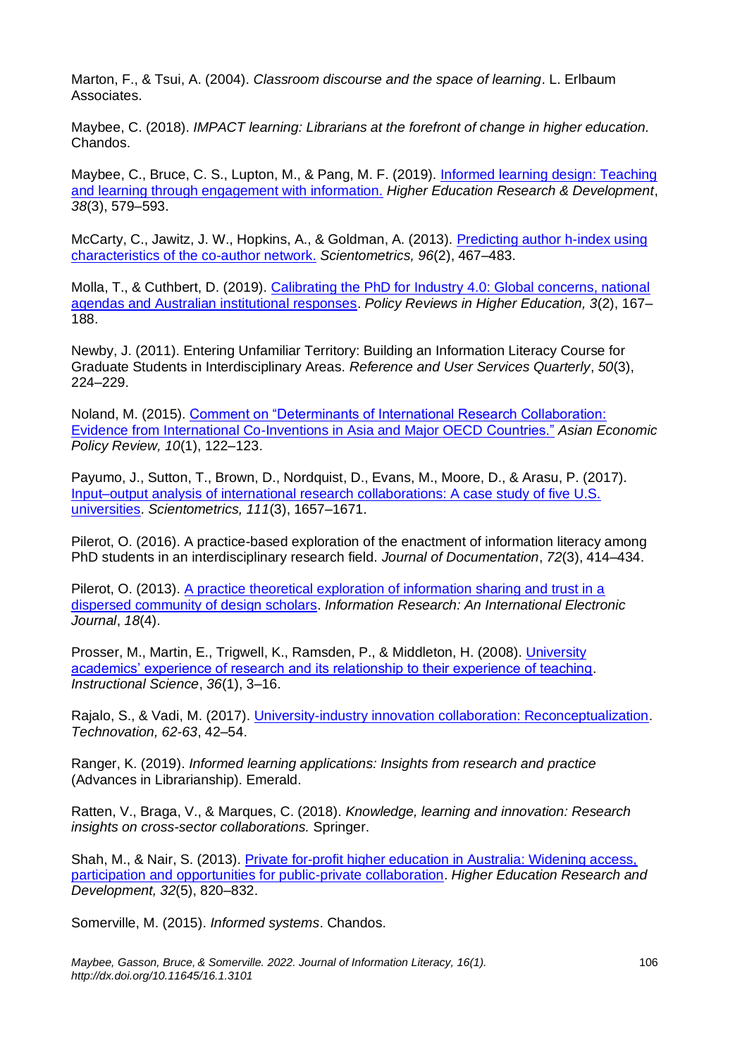Marton, F., & Tsui, A. (2004). *Classroom discourse and the space of learning*. L. Erlbaum Associates.

Maybee, C. (2018). *IMPACT learning: Librarians at the forefront of change in higher education.* Chandos.

Maybee, C., Bruce, C. S., Lupton, M., & Pang, M. F. (2019). Informed learning design: Teaching and learning through engagement with information. *Higher Education Research & Development*, *38*(3), 579–593.

McCarty, C., Jawitz, J. W., Hopkins, A., & Goldman, A. (2013). Predicting author h-index using characteristics of the co-author network. *Scientometrics, 96*(2), 467–483.

Molla, T., & Cuthbert, D. (2019). Calibrating the PhD for Industry 4.0: Global concerns, national agendas and Australian institutional responses. *Policy Reviews in Higher Education, 3*(2), 167–188.

Newby, J. (2011). Entering Unfamiliar Territory: Building an Information Literacy Course for Graduate Students in Interdisciplinary Areas. *Reference and User Services Quarterly*, *50*(3), 224–229.

Noland, M. (2015). Comment on "Determinants of International Research Collaboration: Evidence from International Co-Inventions in Asia and Major OECD Countries." *Asian Economic Policy Review, 10*(1), 122–123.

Payumo, J., Sutton, T., Brown, D., Nordquist, D., Evans, M., Moore, D., & Arasu, P. (2017). Input–output analysis of international research collaborations: A case study of five U.S. universities. *Scientometrics, 111*(3), 1657–1671.

Pilerot, O. (2016). A practice-based exploration of the enactment of information literacy among PhD students in an interdisciplinary research field. *Journal of Documentation*, *72*(3), 414–434.

Pilerot, O. (2013). A practice theoretical exploration of information sharing and trust in a dispersed community of design scholars. *Information Research: An International Electronic Journal*, *18*(4).

Prosser, M., Martin, E., Trigwell, K., Ramsden, P., & Middleton, H. (2008). University academics' experience of research and its relationship to their experience of teaching. *Instructional Science*, *36*(1), 3–16.

Rajalo, S., & Vadi, M. (2017). University-industry innovation collaboration: Reconceptualization. *Technovation, 62-63*, 42–54.

Ranger, K. (2019). *Informed learning applications: Insights from research and practice* (Advances in Librarianship). Emerald.

Ratten, V., Braga, V., & Marques, C. (2018). *Knowledge, learning and innovation: Research insights on cross-sector collaborations.* Springer.

Shah, M., & Nair, S. (2013). Private for-profit higher education in Australia: Widening access, participation and opportunities for public-private collaboration. *Higher Education Research and Development, 32*(5), 820–832.

Somerville, M. (2015). *Informed systems*. Chandos.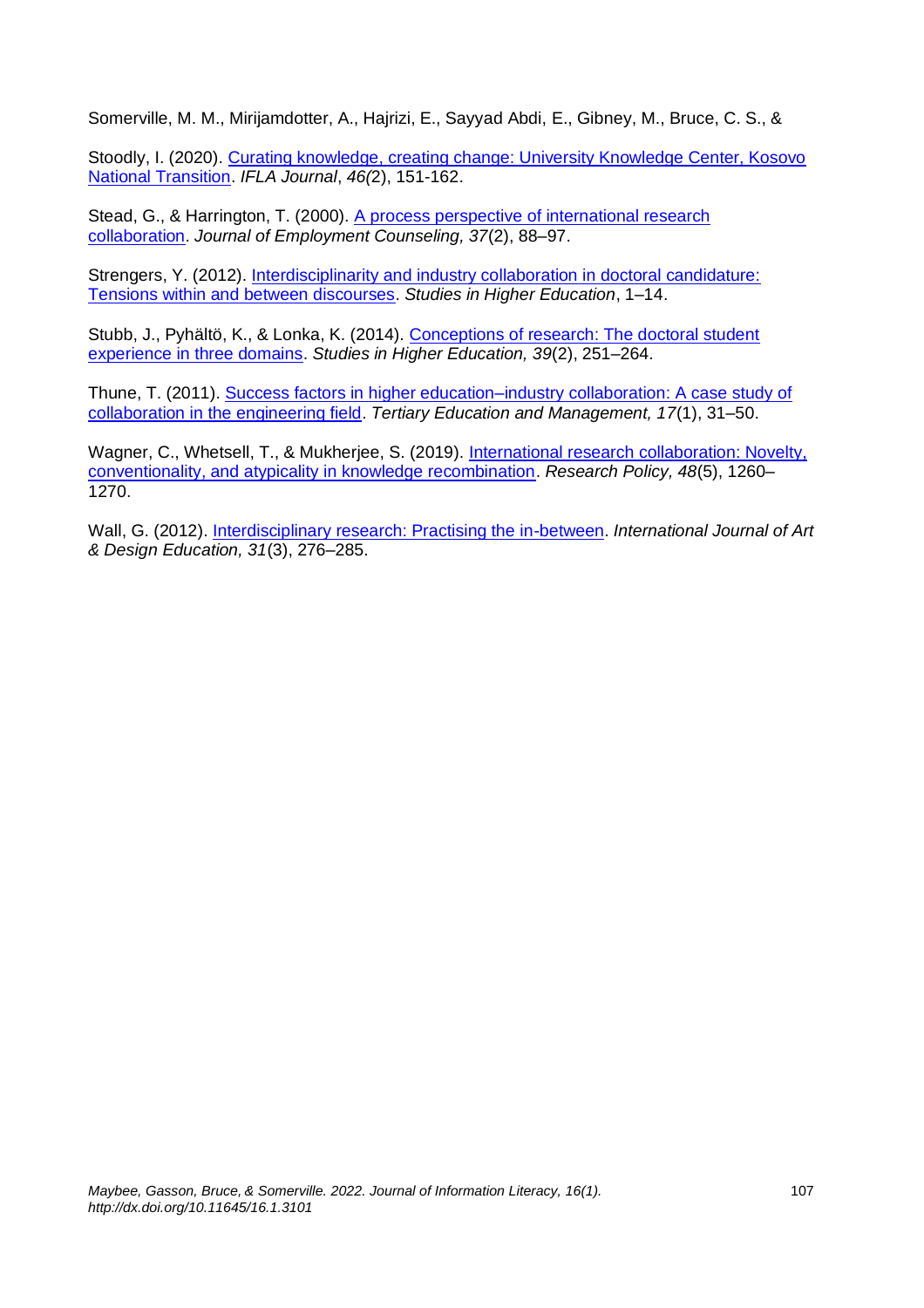Somerville, M. M., Mirijamdotter, A., Hajrizi, E., Sayyad Abdi, E., Gibney, M., Bruce, C. S., &

Stoodly, I. (2020). Curating knowledge, creating change: University Knowledge Center, Kosovo National Transition. *IFLA Journal*, *46(*2), 151-162.

Stead, G., & Harrington, T. (2000). A process perspective of international research collaboration. *Journal of Employment Counseling, 37*(2), 88–97.

Strengers, Y. (2012). Interdisciplinarity and industry collaboration in doctoral candidature: Tensions within and between discourses. *Studies in Higher Education*, 1–14.

Stubb, J., Pyhältö, K., & Lonka, K. (2014). Conceptions of research: The doctoral student experience in three domains. *Studies in Higher Education, 39*(2), 251–264.

Thune, T. (2011). Success factors in higher education–industry collaboration: A case study of collaboration in the engineering field. *Tertiary Education and Management, 17*(1), 31–50.

Wagner, C., Whetsell, T., & Mukherjee, S. (2019). International research collaboration: Novelty, conventionality, and atypicality in knowledge recombination. *Research Policy, 48*(5), 1260–1270.

Wall, G. (2012). Interdisciplinary research: Practising the in-between. *International Journal of Art & Design Education, 31*(3), 276–285.